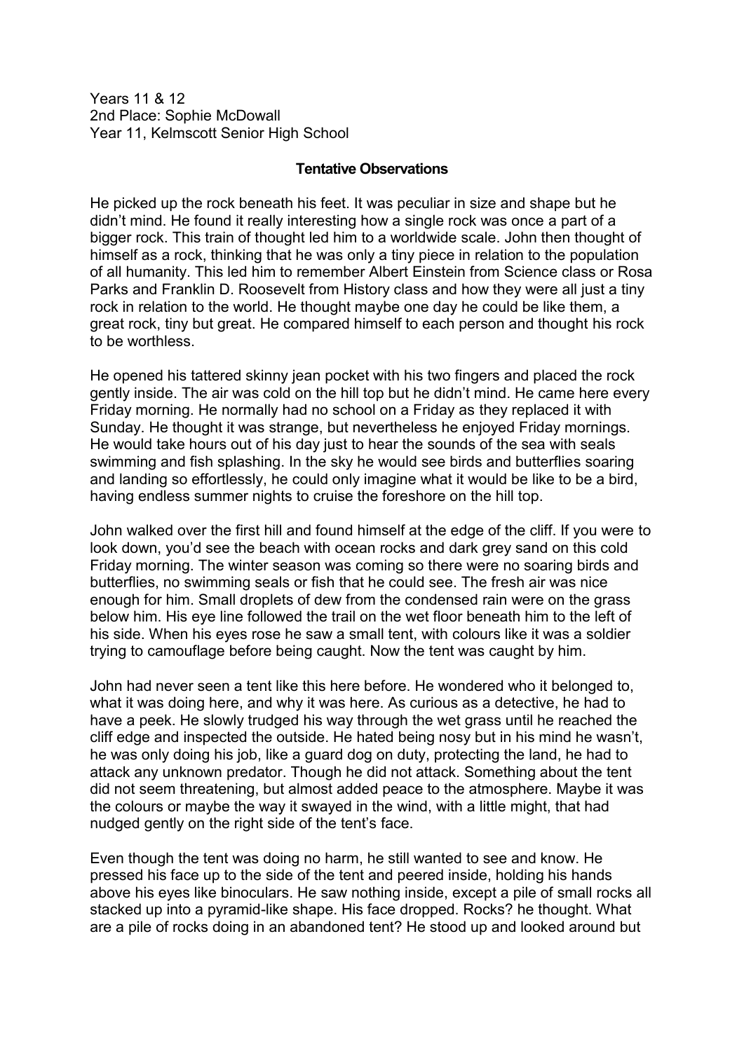Years 11 & 12
2nd Place: Sophie McDowall
Year 11, Kelmscott Senior High School

**Tentative Observations**

He picked up the rock beneath his feet. It was peculiar in size and shape but he didn't mind. He found it really interesting how a single rock was once a part of a bigger rock. This train of thought led him to a worldwide scale. John then thought of himself as a rock, thinking that he was only a tiny piece in relation to the population of all humanity. This led him to remember Albert Einstein from Science class or Rosa Parks and Franklin D. Roosevelt from History class and how they were all just a tiny rock in relation to the world. He thought maybe one day he could be like them, a great rock, tiny but great. He compared himself to each person and thought his rock to be worthless.

He opened his tattered skinny jean pocket with his two fingers and placed the rock gently inside. The air was cold on the hill top but he didn't mind. He came here every Friday morning. He normally had no school on a Friday as they replaced it with Sunday. He thought it was strange, but nevertheless he enjoyed Friday mornings. He would take hours out of his day just to hear the sounds of the sea with seals swimming and fish splashing. In the sky he would see birds and butterflies soaring and landing so effortlessly, he could only imagine what it would be like to be a bird, having endless summer nights to cruise the foreshore on the hill top.

John walked over the first hill and found himself at the edge of the cliff. If you were to look down, you'd see the beach with ocean rocks and dark grey sand on this cold Friday morning. The winter season was coming so there were no soaring birds and butterflies, no swimming seals or fish that he could see. The fresh air was nice enough for him. Small droplets of dew from the condensed rain were on the grass below him. His eye line followed the trail on the wet floor beneath him to the left of his side. When his eyes rose he saw a small tent, with colours like it was a soldier trying to camouflage before being caught. Now the tent was caught by him.

John had never seen a tent like this here before. He wondered who it belonged to, what it was doing here, and why it was here. As curious as a detective, he had to have a peek. He slowly trudged his way through the wet grass until he reached the cliff edge and inspected the outside. He hated being nosy but in his mind he wasn't, he was only doing his job, like a guard dog on duty, protecting the land, he had to attack any unknown predator. Though he did not attack. Something about the tent did not seem threatening, but almost added peace to the atmosphere. Maybe it was the colours or maybe the way it swayed in the wind, with a little might, that had nudged gently on the right side of the tent's face.

Even though the tent was doing no harm, he still wanted to see and know. He pressed his face up to the side of the tent and peered inside, holding his hands above his eyes like binoculars. He saw nothing inside, except a pile of small rocks all stacked up into a pyramid-like shape. His face dropped. Rocks? he thought. What are a pile of rocks doing in an abandoned tent? He stood up and looked around but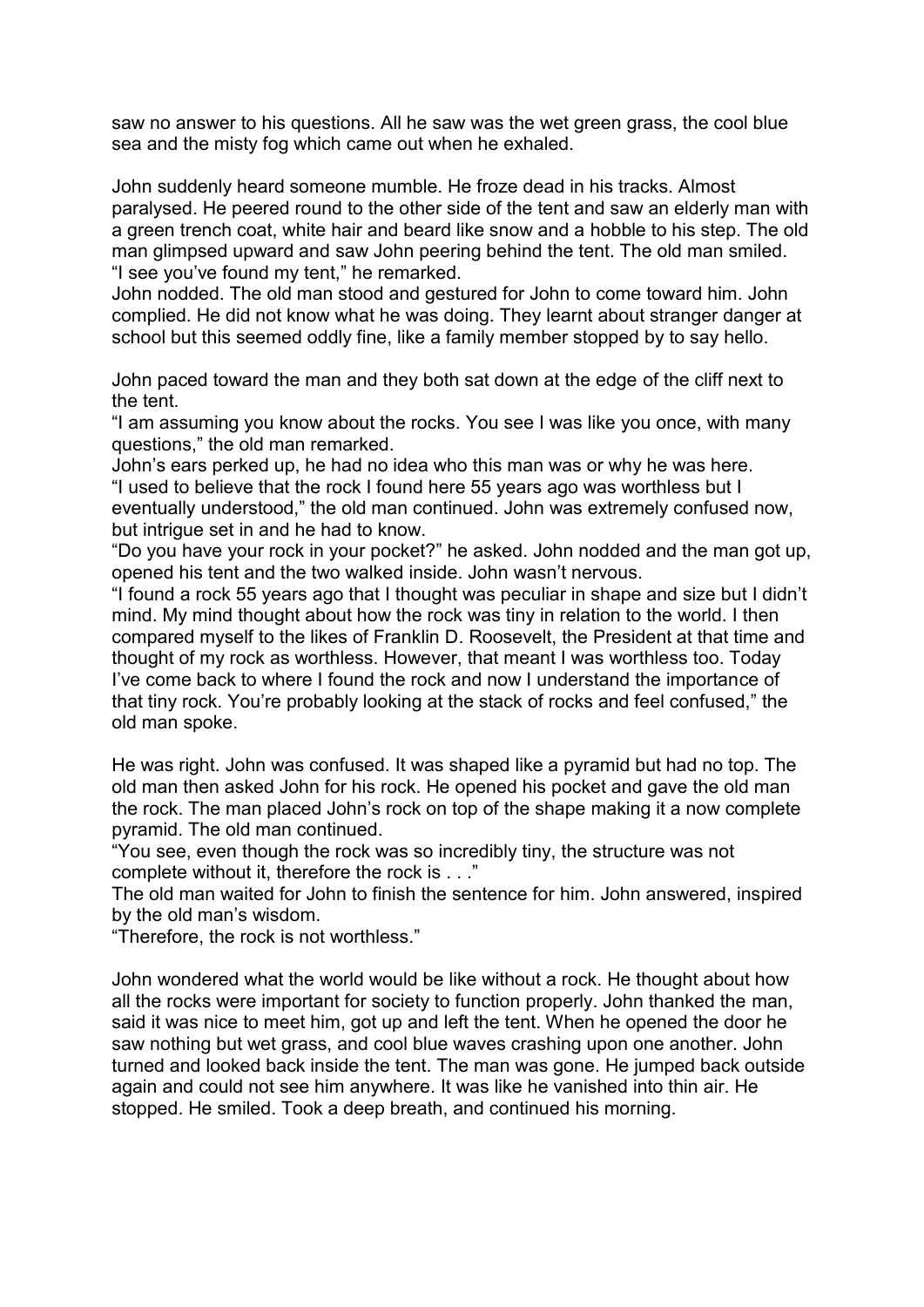saw no answer to his questions. All he saw was the wet green grass, the cool blue sea and the misty fog which came out when he exhaled.

John suddenly heard someone mumble. He froze dead in his tracks. Almost paralysed. He peered round to the other side of the tent and saw an elderly man with a green trench coat, white hair and beard like snow and a hobble to his step. The old man glimpsed upward and saw John peering behind the tent. The old man smiled. "I see you've found my tent," he remarked.
John nodded. The old man stood and gestured for John to come toward him. John complied. He did not know what he was doing. They learnt about stranger danger at school but this seemed oddly fine, like a family member stopped by to say hello.

John paced toward the man and they both sat down at the edge of the cliff next to the tent.
"I am assuming you know about the rocks. You see I was like you once, with many questions," the old man remarked.
John's ears perked up, he had no idea who this man was or why he was here.
"I used to believe that the rock I found here 55 years ago was worthless but I eventually understood," the old man continued. John was extremely confused now, but intrigue set in and he had to know.
"Do you have your rock in your pocket?" he asked. John nodded and the man got up, opened his tent and the two walked inside. John wasn't nervous.
"I found a rock 55 years ago that I thought was peculiar in shape and size but I didn't mind. My mind thought about how the rock was tiny in relation to the world. I then compared myself to the likes of Franklin D. Roosevelt, the President at that time and thought of my rock as worthless. However, that meant I was worthless too. Today I've come back to where I found the rock and now I understand the importance of that tiny rock. You're probably looking at the stack of rocks and feel confused," the old man spoke.

He was right. John was confused. It was shaped like a pyramid but had no top. The old man then asked John for his rock. He opened his pocket and gave the old man the rock. The man placed John's rock on top of the shape making it a now complete pyramid. The old man continued.
"You see, even though the rock was so incredibly tiny, the structure was not complete without it, therefore the rock is . . ."
The old man waited for John to finish the sentence for him. John answered, inspired by the old man's wisdom.
"Therefore, the rock is not worthless."

John wondered what the world would be like without a rock. He thought about how all the rocks were important for society to function properly. John thanked the man, said it was nice to meet him, got up and left the tent. When he opened the door he saw nothing but wet grass, and cool blue waves crashing upon one another. John turned and looked back inside the tent. The man was gone. He jumped back outside again and could not see him anywhere. It was like he vanished into thin air. He stopped. He smiled. Took a deep breath, and continued his morning.